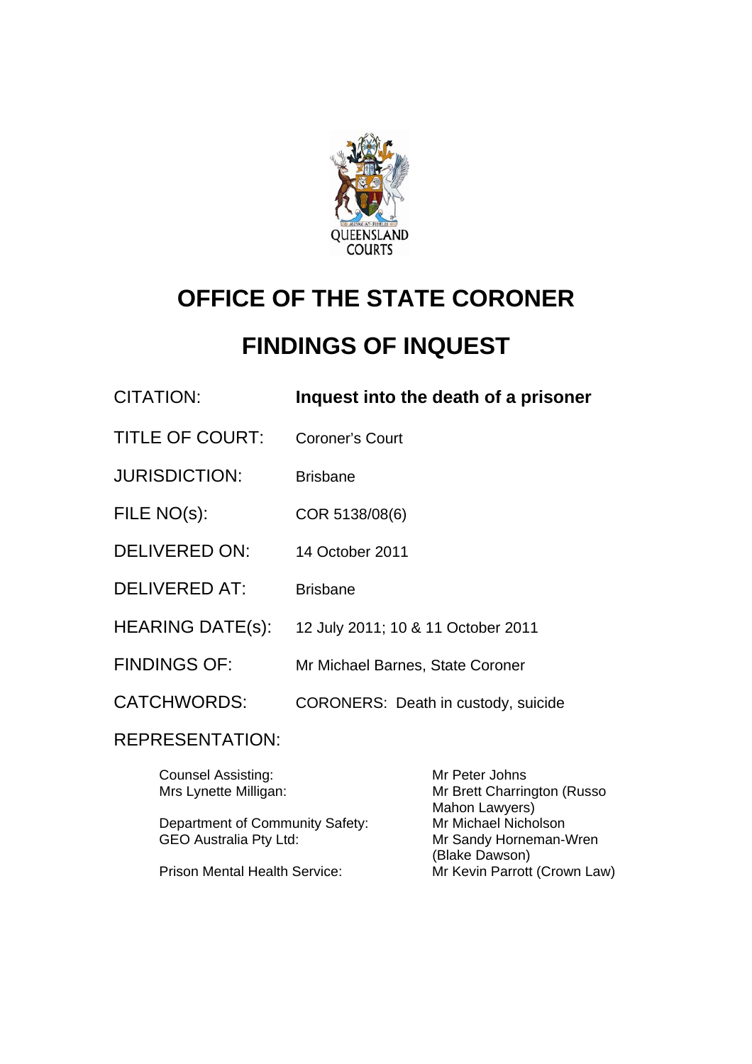# OFFICE OF THE STATE CORONER

# FINDINGS OF INQUEST

| | |
|---|---|
| CITATION: | **Inquest into the death of a prisoner** |
| TITLE OF COURT: | Coroner's Court |
| JURISDICTION: | Brisbane |
| FILE NO(s): | COR 5138/08(6) |
| DELIVERED ON: | 14 October 2011 |
| DELIVERED AT: | Brisbane |
| HEARING DATE(s): | 12 July 2011; 10 & 11 October 2011 |
| FINDINGS OF: | Mr Michael Barnes, State Coroner |
| CATCHWORDS: | CORONERS: Death in custody, suicide |

REPRESENTATION:

| | |
|---|---|
| Counsel Assisting: | Mr Peter Johns |
| Mrs Lynette Milligan: | Mr Brett Charrington (Russo Mahon Lawyers) |
| Department of Community Safety: | Mr Michael Nicholson |
| GEO Australia Pty Ltd: | Mr Sandy Horneman-Wren (Blake Dawson) |
| Prison Mental Health Service: | Mr Kevin Parrott (Crown Law) |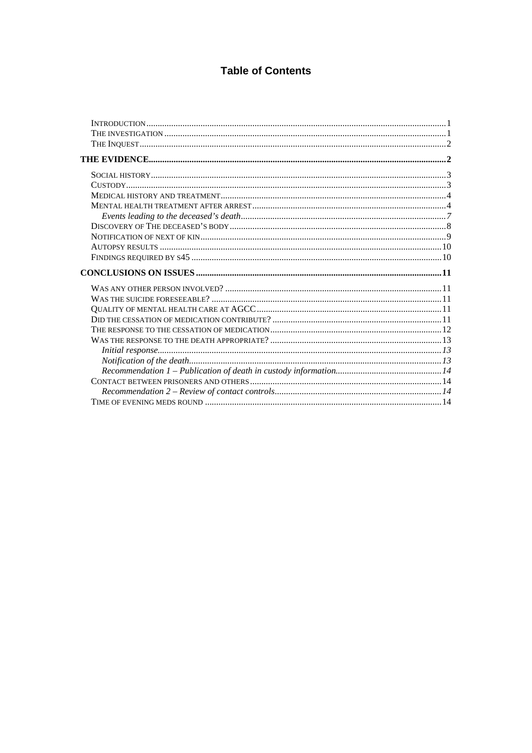# Table of Contents

- Introduction ..... 1
- The investigation ..... 1
- The Inquest ..... 2

**THE EVIDENCE ..... 2**

- Social history ..... 3
- Custody ..... 3
- Medical history and treatment ..... 4
- Mental health treatment after arrest ..... 4
  - *Events leading to the deceased's death ..... 7*
- Discovery of The deceased's body ..... 8
- Notification of next of kin ..... 9
- Autopsy results ..... 10
- Findings required by s45 ..... 10

**CONCLUSIONS ON ISSUES ..... 11**

- Was any other person involved? ..... 11
- Was the suicide foreseeable? ..... 11
- Quality of mental health care at AGCC ..... 11
- Did the cessation of medication contribute? ..... 11
- The response to the cessation of medication ..... 12
- Was the response to the death appropriate? ..... 13
  - *Initial response ..... 13*
  - *Notification of the death ..... 13*
  - *Recommendation 1 – Publication of death in custody information ..... 14*
- Contact between prisoners and others ..... 14
  - *Recommendation 2 – Review of contact controls ..... 14*
- Time of evening meds round ..... 14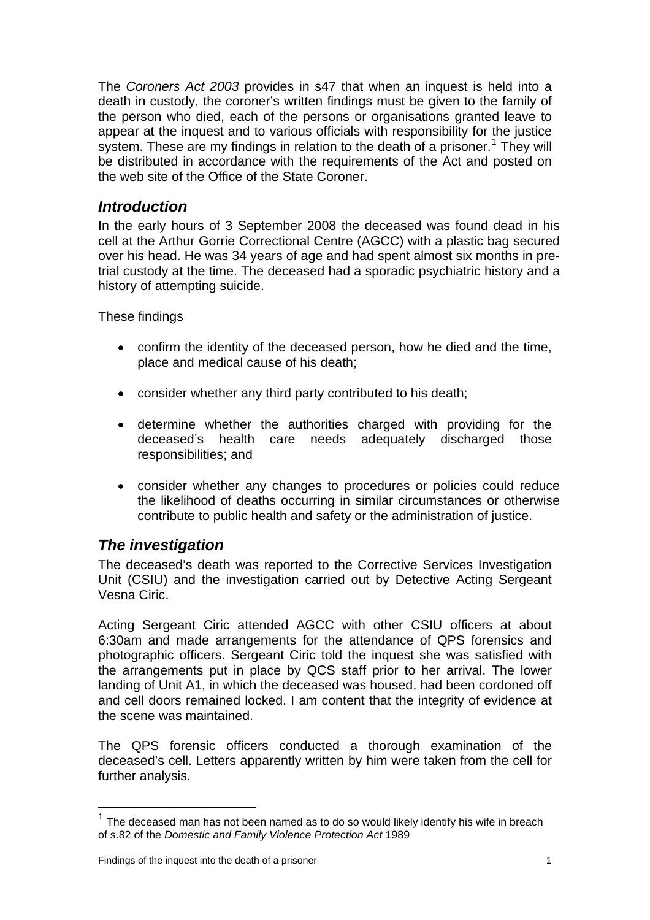The *Coroners Act 2003* provides in s47 that when an inquest is held into a death in custody, the coroner's written findings must be given to the family of the person who died, each of the persons or organisations granted leave to appear at the inquest and to various officials with responsibility for the justice system. These are my findings in relation to the death of a prisoner.[1] They will be distributed in accordance with the requirements of the Act and posted on the web site of the Office of the State Coroner.

## *Introduction*

In the early hours of 3 September 2008 the deceased was found dead in his cell at the Arthur Gorrie Correctional Centre (AGCC) with a plastic bag secured over his head. He was 34 years of age and had spent almost six months in pre-trial custody at the time. The deceased had a sporadic psychiatric history and a history of attempting suicide.

These findings

- confirm the identity of the deceased person, how he died and the time, place and medical cause of his death;
- consider whether any third party contributed to his death;
- determine whether the authorities charged with providing for the deceased's health care needs adequately discharged those responsibilities; and
- consider whether any changes to procedures or policies could reduce the likelihood of deaths occurring in similar circumstances or otherwise contribute to public health and safety or the administration of justice.

## *The investigation*

The deceased's death was reported to the Corrective Services Investigation Unit (CSIU) and the investigation carried out by Detective Acting Sergeant Vesna Ciric.

Acting Sergeant Ciric attended AGCC with other CSIU officers at about 6:30am and made arrangements for the attendance of QPS forensics and photographic officers. Sergeant Ciric told the inquest she was satisfied with the arrangements put in place by QCS staff prior to her arrival. The lower landing of Unit A1, in which the deceased was housed, had been cordoned off and cell doors remained locked. I am content that the integrity of evidence at the scene was maintained.

The QPS forensic officers conducted a thorough examination of the deceased's cell. Letters apparently written by him were taken from the cell for further analysis.

---

[1] The deceased man has not been named as to do so would likely identify his wife in breach of s.82 of the *Domestic and Family Violence Protection Act* 1989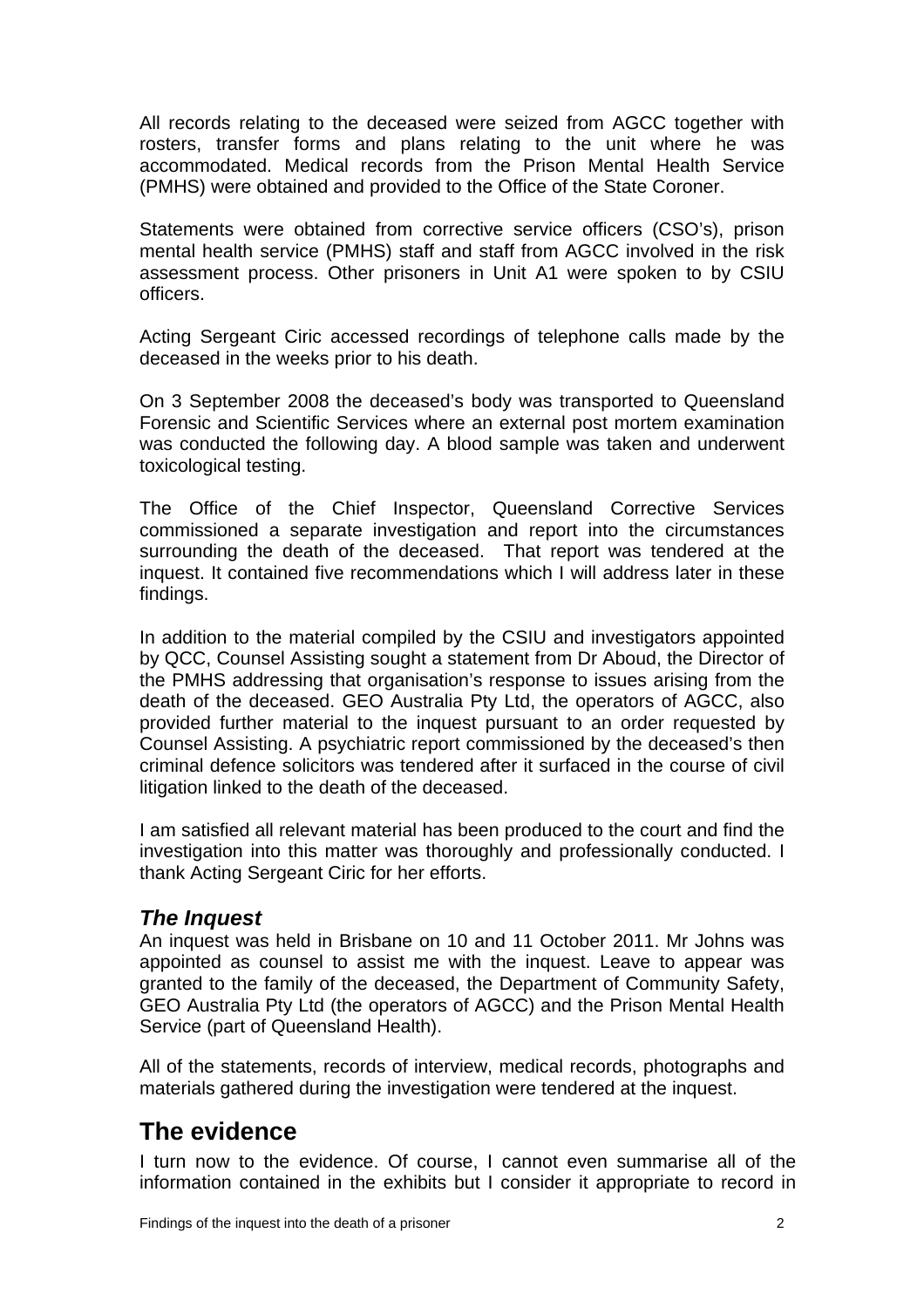All records relating to the deceased were seized from AGCC together with rosters, transfer forms and plans relating to the unit where he was accommodated. Medical records from the Prison Mental Health Service (PMHS) were obtained and provided to the Office of the State Coroner.

Statements were obtained from corrective service officers (CSO's), prison mental health service (PMHS) staff and staff from AGCC involved in the risk assessment process. Other prisoners in Unit A1 were spoken to by CSIU officers.

Acting Sergeant Ciric accessed recordings of telephone calls made by the deceased in the weeks prior to his death.

On 3 September 2008 the deceased's body was transported to Queensland Forensic and Scientific Services where an external post mortem examination was conducted the following day. A blood sample was taken and underwent toxicological testing.

The Office of the Chief Inspector, Queensland Corrective Services commissioned a separate investigation and report into the circumstances surrounding the death of the deceased. That report was tendered at the inquest. It contained five recommendations which I will address later in these findings.

In addition to the material compiled by the CSIU and investigators appointed by QCC, Counsel Assisting sought a statement from Dr Aboud, the Director of the PMHS addressing that organisation's response to issues arising from the death of the deceased. GEO Australia Pty Ltd, the operators of AGCC, also provided further material to the inquest pursuant to an order requested by Counsel Assisting. A psychiatric report commissioned by the deceased's then criminal defence solicitors was tendered after it surfaced in the course of civil litigation linked to the death of the deceased.

I am satisfied all relevant material has been produced to the court and find the investigation into this matter was thoroughly and professionally conducted. I thank Acting Sergeant Ciric for her efforts.

### *The Inquest*

An inquest was held in Brisbane on 10 and 11 October 2011. Mr Johns was appointed as counsel to assist me with the inquest. Leave to appear was granted to the family of the deceased, the Department of Community Safety, GEO Australia Pty Ltd (the operators of AGCC) and the Prison Mental Health Service (part of Queensland Health).

All of the statements, records of interview, medical records, photographs and materials gathered during the investigation were tendered at the inquest.

## The evidence

I turn now to the evidence. Of course, I cannot even summarise all of the information contained in the exhibits but I consider it appropriate to record in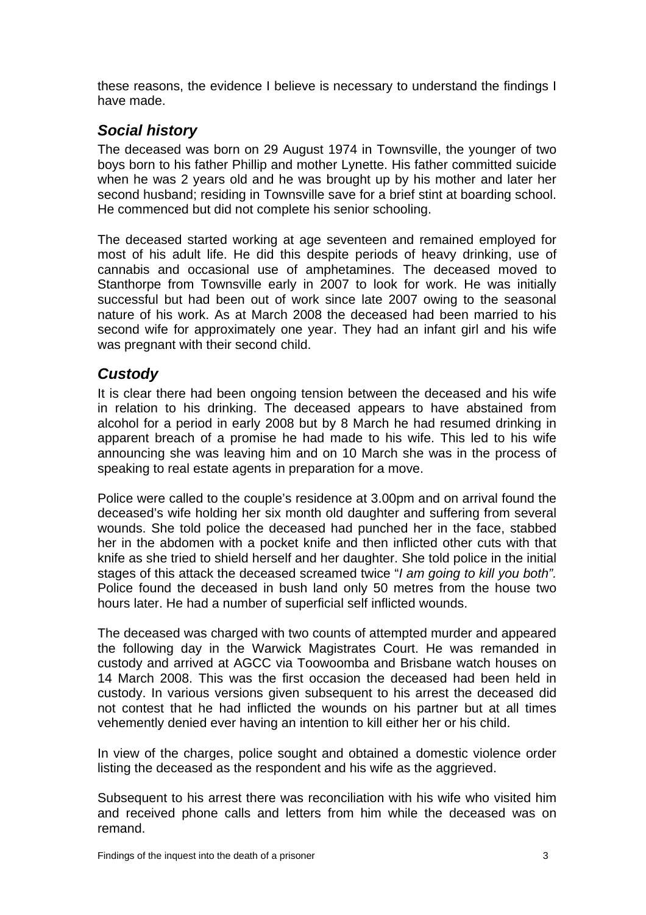these reasons, the evidence I believe is necessary to understand the findings I have made.

## *Social history*

The deceased was born on 29 August 1974 in Townsville, the younger of two boys born to his father Phillip and mother Lynette. His father committed suicide when he was 2 years old and he was brought up by his mother and later her second husband; residing in Townsville save for a brief stint at boarding school. He commenced but did not complete his senior schooling.

The deceased started working at age seventeen and remained employed for most of his adult life. He did this despite periods of heavy drinking, use of cannabis and occasional use of amphetamines. The deceased moved to Stanthorpe from Townsville early in 2007 to look for work. He was initially successful but had been out of work since late 2007 owing to the seasonal nature of his work. As at March 2008 the deceased had been married to his second wife for approximately one year. They had an infant girl and his wife was pregnant with their second child.

## *Custody*

It is clear there had been ongoing tension between the deceased and his wife in relation to his drinking. The deceased appears to have abstained from alcohol for a period in early 2008 but by 8 March he had resumed drinking in apparent breach of a promise he had made to his wife. This led to his wife announcing she was leaving him and on 10 March she was in the process of speaking to real estate agents in preparation for a move.

Police were called to the couple's residence at 3.00pm and on arrival found the deceased's wife holding her six month old daughter and suffering from several wounds. She told police the deceased had punched her in the face, stabbed her in the abdomen with a pocket knife and then inflicted other cuts with that knife as she tried to shield herself and her daughter. She told police in the initial stages of this attack the deceased screamed twice "*I am going to kill you both".* Police found the deceased in bush land only 50 metres from the house two hours later. He had a number of superficial self inflicted wounds.

The deceased was charged with two counts of attempted murder and appeared the following day in the Warwick Magistrates Court. He was remanded in custody and arrived at AGCC via Toowoomba and Brisbane watch houses on 14 March 2008. This was the first occasion the deceased had been held in custody. In various versions given subsequent to his arrest the deceased did not contest that he had inflicted the wounds on his partner but at all times vehemently denied ever having an intention to kill either her or his child.

In view of the charges, police sought and obtained a domestic violence order listing the deceased as the respondent and his wife as the aggrieved.

Subsequent to his arrest there was reconciliation with his wife who visited him and received phone calls and letters from him while the deceased was on remand.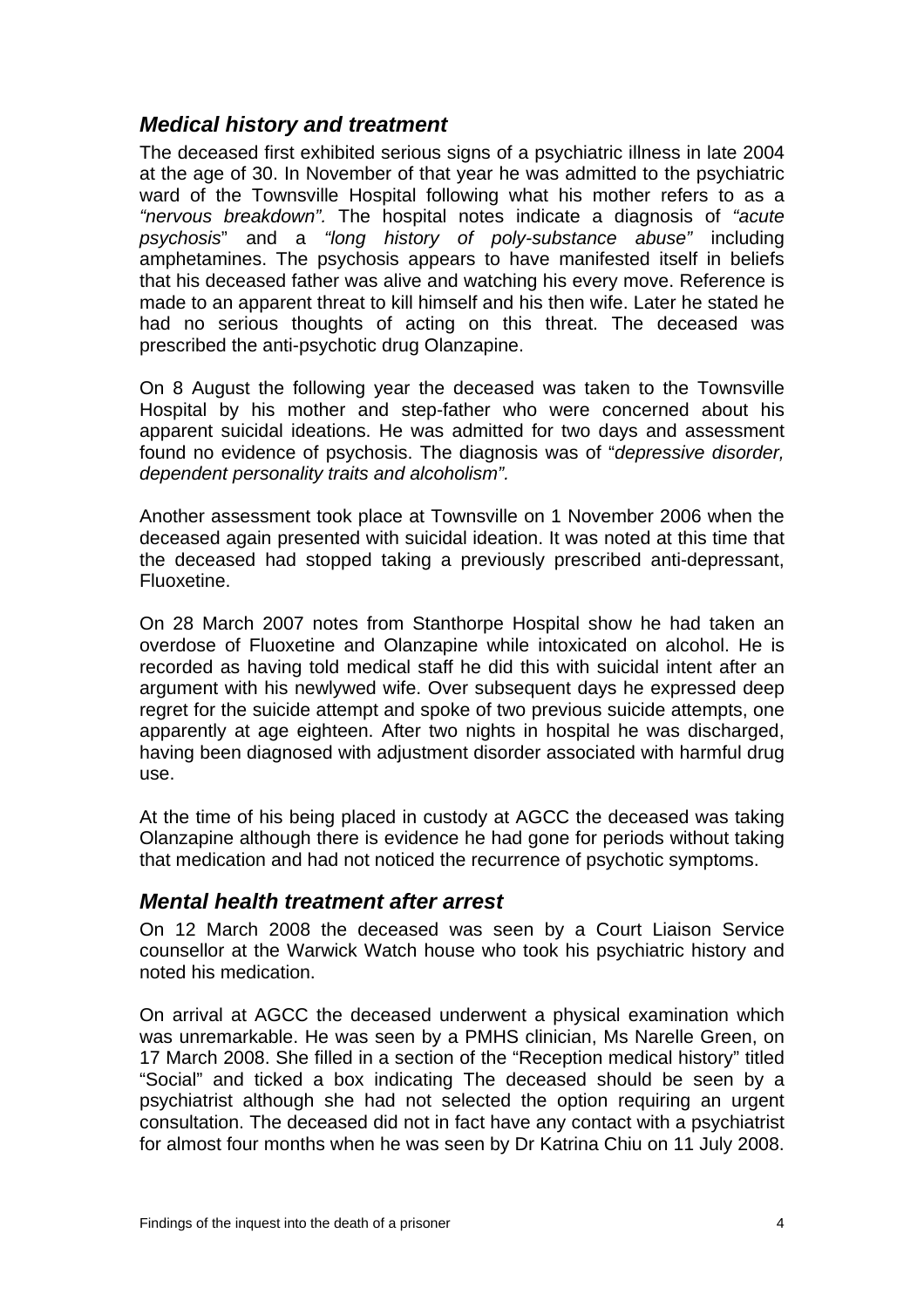### *Medical history and treatment*

The deceased first exhibited serious signs of a psychiatric illness in late 2004 at the age of 30. In November of that year he was admitted to the psychiatric ward of the Townsville Hospital following what his mother refers to as a *"nervous breakdown".* The hospital notes indicate a diagnosis of *"acute psychosis*" and a *"long history of poly-substance abuse"* including amphetamines. The psychosis appears to have manifested itself in beliefs that his deceased father was alive and watching his every move. Reference is made to an apparent threat to kill himself and his then wife. Later he stated he had no serious thoughts of acting on this threat. The deceased was prescribed the anti-psychotic drug Olanzapine.

On 8 August the following year the deceased was taken to the Townsville Hospital by his mother and step-father who were concerned about his apparent suicidal ideations. He was admitted for two days and assessment found no evidence of psychosis. The diagnosis was of "*depressive disorder, dependent personality traits and alcoholism".*

Another assessment took place at Townsville on 1 November 2006 when the deceased again presented with suicidal ideation. It was noted at this time that the deceased had stopped taking a previously prescribed anti-depressant, Fluoxetine.

On 28 March 2007 notes from Stanthorpe Hospital show he had taken an overdose of Fluoxetine and Olanzapine while intoxicated on alcohol. He is recorded as having told medical staff he did this with suicidal intent after an argument with his newlywed wife. Over subsequent days he expressed deep regret for the suicide attempt and spoke of two previous suicide attempts, one apparently at age eighteen. After two nights in hospital he was discharged, having been diagnosed with adjustment disorder associated with harmful drug use.

At the time of his being placed in custody at AGCC the deceased was taking Olanzapine although there is evidence he had gone for periods without taking that medication and had not noticed the recurrence of psychotic symptoms.

### *Mental health treatment after arrest*

On 12 March 2008 the deceased was seen by a Court Liaison Service counsellor at the Warwick Watch house who took his psychiatric history and noted his medication.

On arrival at AGCC the deceased underwent a physical examination which was unremarkable. He was seen by a PMHS clinician, Ms Narelle Green, on 17 March 2008. She filled in a section of the "Reception medical history" titled "Social" and ticked a box indicating The deceased should be seen by a psychiatrist although she had not selected the option requiring an urgent consultation. The deceased did not in fact have any contact with a psychiatrist for almost four months when he was seen by Dr Katrina Chiu on 11 July 2008.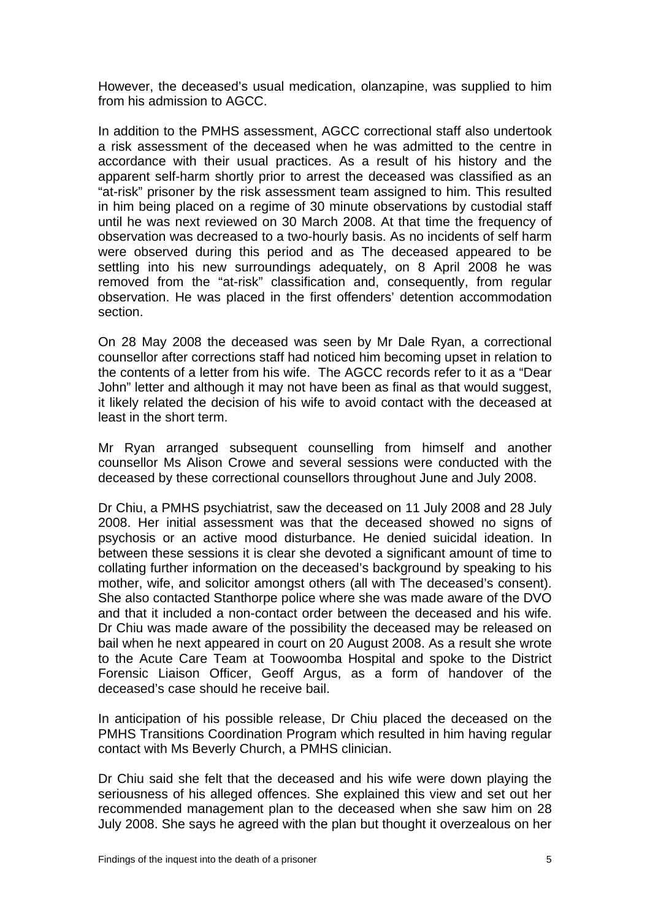However, the deceased's usual medication, olanzapine, was supplied to him from his admission to AGCC.

In addition to the PMHS assessment, AGCC correctional staff also undertook a risk assessment of the deceased when he was admitted to the centre in accordance with their usual practices. As a result of his history and the apparent self-harm shortly prior to arrest the deceased was classified as an "at-risk" prisoner by the risk assessment team assigned to him. This resulted in him being placed on a regime of 30 minute observations by custodial staff until he was next reviewed on 30 March 2008. At that time the frequency of observation was decreased to a two-hourly basis. As no incidents of self harm were observed during this period and as The deceased appeared to be settling into his new surroundings adequately, on 8 April 2008 he was removed from the "at-risk" classification and, consequently, from regular observation. He was placed in the first offenders' detention accommodation section.

On 28 May 2008 the deceased was seen by Mr Dale Ryan, a correctional counsellor after corrections staff had noticed him becoming upset in relation to the contents of a letter from his wife. The AGCC records refer to it as a "Dear John" letter and although it may not have been as final as that would suggest, it likely related the decision of his wife to avoid contact with the deceased at least in the short term.

Mr Ryan arranged subsequent counselling from himself and another counsellor Ms Alison Crowe and several sessions were conducted with the deceased by these correctional counsellors throughout June and July 2008.

Dr Chiu, a PMHS psychiatrist, saw the deceased on 11 July 2008 and 28 July 2008. Her initial assessment was that the deceased showed no signs of psychosis or an active mood disturbance. He denied suicidal ideation. In between these sessions it is clear she devoted a significant amount of time to collating further information on the deceased's background by speaking to his mother, wife, and solicitor amongst others (all with The deceased's consent). She also contacted Stanthorpe police where she was made aware of the DVO and that it included a non-contact order between the deceased and his wife. Dr Chiu was made aware of the possibility the deceased may be released on bail when he next appeared in court on 20 August 2008. As a result she wrote to the Acute Care Team at Toowoomba Hospital and spoke to the District Forensic Liaison Officer, Geoff Argus, as a form of handover of the deceased's case should he receive bail.

In anticipation of his possible release, Dr Chiu placed the deceased on the PMHS Transitions Coordination Program which resulted in him having regular contact with Ms Beverly Church, a PMHS clinician.

Dr Chiu said she felt that the deceased and his wife were down playing the seriousness of his alleged offences. She explained this view and set out her recommended management plan to the deceased when she saw him on 28 July 2008. She says he agreed with the plan but thought it overzealous on her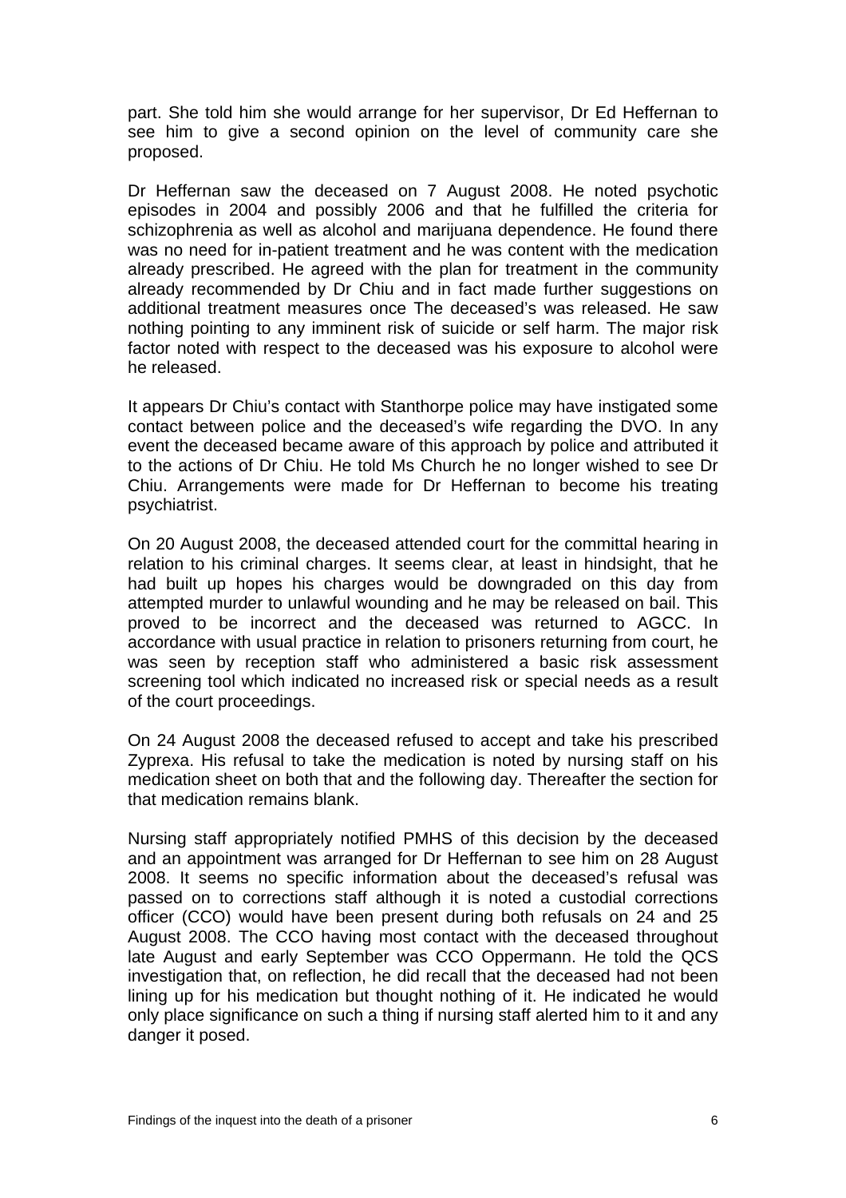part. She told him she would arrange for her supervisor, Dr Ed Heffernan to see him to give a second opinion on the level of community care she proposed.

Dr Heffernan saw the deceased on 7 August 2008. He noted psychotic episodes in 2004 and possibly 2006 and that he fulfilled the criteria for schizophrenia as well as alcohol and marijuana dependence. He found there was no need for in-patient treatment and he was content with the medication already prescribed. He agreed with the plan for treatment in the community already recommended by Dr Chiu and in fact made further suggestions on additional treatment measures once The deceased's was released. He saw nothing pointing to any imminent risk of suicide or self harm. The major risk factor noted with respect to the deceased was his exposure to alcohol were he released.

It appears Dr Chiu's contact with Stanthorpe police may have instigated some contact between police and the deceased's wife regarding the DVO. In any event the deceased became aware of this approach by police and attributed it to the actions of Dr Chiu. He told Ms Church he no longer wished to see Dr Chiu. Arrangements were made for Dr Heffernan to become his treating psychiatrist.

On 20 August 2008, the deceased attended court for the committal hearing in relation to his criminal charges. It seems clear, at least in hindsight, that he had built up hopes his charges would be downgraded on this day from attempted murder to unlawful wounding and he may be released on bail. This proved to be incorrect and the deceased was returned to AGCC. In accordance with usual practice in relation to prisoners returning from court, he was seen by reception staff who administered a basic risk assessment screening tool which indicated no increased risk or special needs as a result of the court proceedings.

On 24 August 2008 the deceased refused to accept and take his prescribed Zyprexa. His refusal to take the medication is noted by nursing staff on his medication sheet on both that and the following day. Thereafter the section for that medication remains blank.

Nursing staff appropriately notified PMHS of this decision by the deceased and an appointment was arranged for Dr Heffernan to see him on 28 August 2008. It seems no specific information about the deceased's refusal was passed on to corrections staff although it is noted a custodial corrections officer (CCO) would have been present during both refusals on 24 and 25 August 2008. The CCO having most contact with the deceased throughout late August and early September was CCO Oppermann. He told the QCS investigation that, on reflection, he did recall that the deceased had not been lining up for his medication but thought nothing of it. He indicated he would only place significance on such a thing if nursing staff alerted him to it and any danger it posed.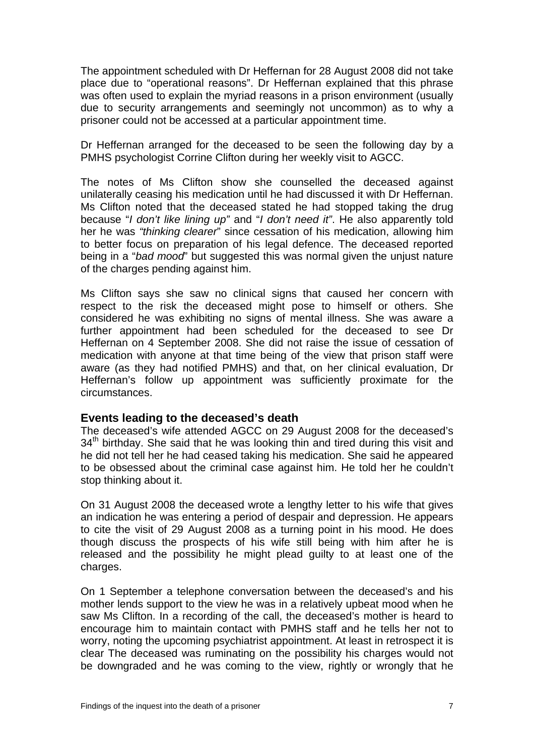The appointment scheduled with Dr Heffernan for 28 August 2008 did not take place due to "operational reasons". Dr Heffernan explained that this phrase was often used to explain the myriad reasons in a prison environment (usually due to security arrangements and seemingly not uncommon) as to why a prisoner could not be accessed at a particular appointment time.

Dr Heffernan arranged for the deceased to be seen the following day by a PMHS psychologist Corrine Clifton during her weekly visit to AGCC.

The notes of Ms Clifton show she counselled the deceased against unilaterally ceasing his medication until he had discussed it with Dr Heffernan. Ms Clifton noted that the deceased stated he had stopped taking the drug because "*I don't like lining up"* and "*I don't need it"*. He also apparently told her he was *"thinking clearer*" since cessation of his medication, allowing him to better focus on preparation of his legal defence. The deceased reported being in a "*bad mood*" but suggested this was normal given the unjust nature of the charges pending against him.

Ms Clifton says she saw no clinical signs that caused her concern with respect to the risk the deceased might pose to himself or others. She considered he was exhibiting no signs of mental illness. She was aware a further appointment had been scheduled for the deceased to see Dr Heffernan on 4 September 2008. She did not raise the issue of cessation of medication with anyone at that time being of the view that prison staff were aware (as they had notified PMHS) and that, on her clinical evaluation, Dr Heffernan's follow up appointment was sufficiently proximate for the circumstances.

## Events leading to the deceased's death

The deceased's wife attended AGCC on 29 August 2008 for the deceased's 34th birthday. She said that he was looking thin and tired during this visit and he did not tell her he had ceased taking his medication. She said he appeared to be obsessed about the criminal case against him. He told her he couldn't stop thinking about it.

On 31 August 2008 the deceased wrote a lengthy letter to his wife that gives an indication he was entering a period of despair and depression. He appears to cite the visit of 29 August 2008 as a turning point in his mood. He does though discuss the prospects of his wife still being with him after he is released and the possibility he might plead guilty to at least one of the charges.

On 1 September a telephone conversation between the deceased's and his mother lends support to the view he was in a relatively upbeat mood when he saw Ms Clifton. In a recording of the call, the deceased's mother is heard to encourage him to maintain contact with PMHS staff and he tells her not to worry, noting the upcoming psychiatrist appointment. At least in retrospect it is clear The deceased was ruminating on the possibility his charges would not be downgraded and he was coming to the view, rightly or wrongly that he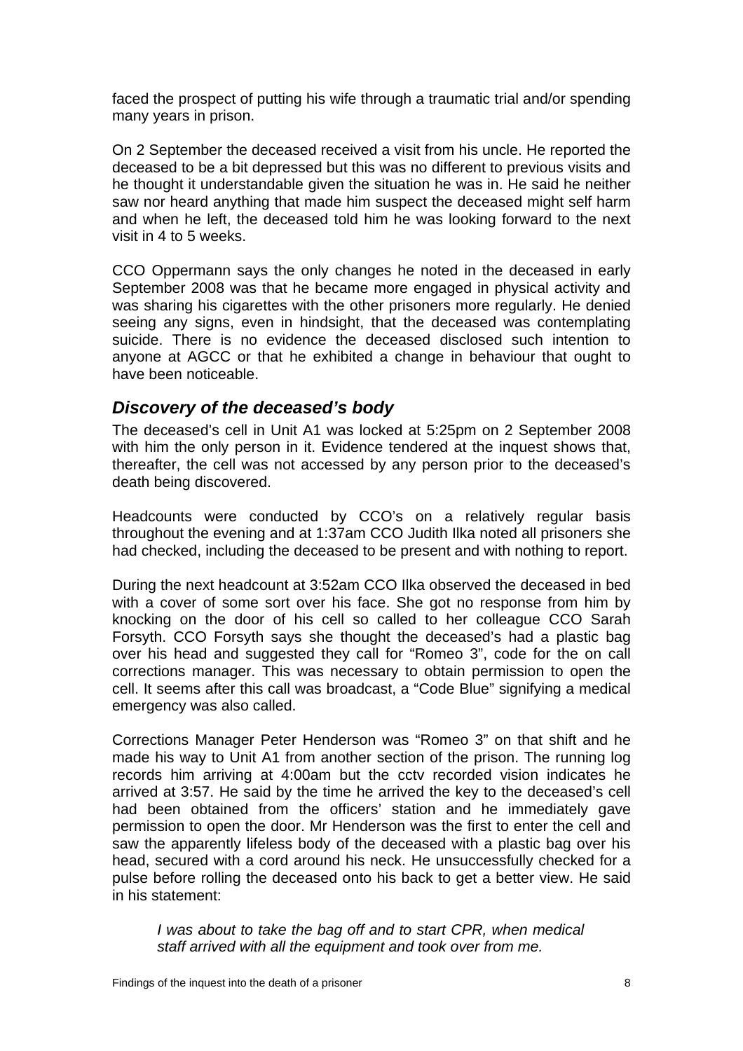faced the prospect of putting his wife through a traumatic trial and/or spending many years in prison.

On 2 September the deceased received a visit from his uncle. He reported the deceased to be a bit depressed but this was no different to previous visits and he thought it understandable given the situation he was in. He said he neither saw nor heard anything that made him suspect the deceased might self harm and when he left, the deceased told him he was looking forward to the next visit in 4 to 5 weeks.

CCO Oppermann says the only changes he noted in the deceased in early September 2008 was that he became more engaged in physical activity and was sharing his cigarettes with the other prisoners more regularly. He denied seeing any signs, even in hindsight, that the deceased was contemplating suicide. There is no evidence the deceased disclosed such intention to anyone at AGCC or that he exhibited a change in behaviour that ought to have been noticeable.

## *Discovery of the deceased's body*

The deceased's cell in Unit A1 was locked at 5:25pm on 2 September 2008 with him the only person in it. Evidence tendered at the inquest shows that, thereafter, the cell was not accessed by any person prior to the deceased's death being discovered.

Headcounts were conducted by CCO's on a relatively regular basis throughout the evening and at 1:37am CCO Judith Ilka noted all prisoners she had checked, including the deceased to be present and with nothing to report.

During the next headcount at 3:52am CCO Ilka observed the deceased in bed with a cover of some sort over his face. She got no response from him by knocking on the door of his cell so called to her colleague CCO Sarah Forsyth. CCO Forsyth says she thought the deceased's had a plastic bag over his head and suggested they call for "Romeo 3", code for the on call corrections manager. This was necessary to obtain permission to open the cell. It seems after this call was broadcast, a "Code Blue" signifying a medical emergency was also called.

Corrections Manager Peter Henderson was "Romeo 3" on that shift and he made his way to Unit A1 from another section of the prison. The running log records him arriving at 4:00am but the cctv recorded vision indicates he arrived at 3:57. He said by the time he arrived the key to the deceased's cell had been obtained from the officers' station and he immediately gave permission to open the door. Mr Henderson was the first to enter the cell and saw the apparently lifeless body of the deceased with a plastic bag over his head, secured with a cord around his neck. He unsuccessfully checked for a pulse before rolling the deceased onto his back to get a better view. He said in his statement:

> *I was about to take the bag off and to start CPR, when medical staff arrived with all the equipment and took over from me.*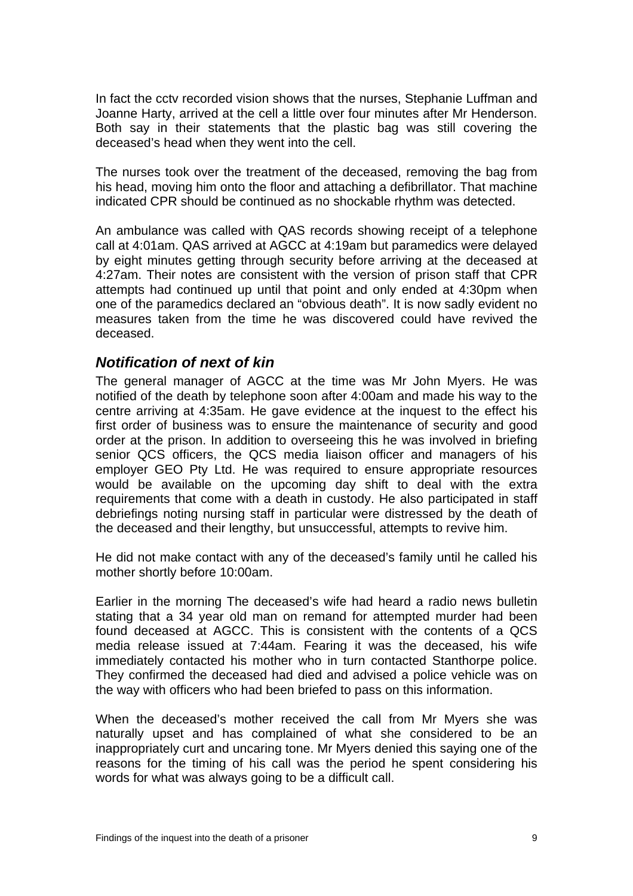In fact the cctv recorded vision shows that the nurses, Stephanie Luffman and Joanne Harty, arrived at the cell a little over four minutes after Mr Henderson. Both say in their statements that the plastic bag was still covering the deceased's head when they went into the cell.

The nurses took over the treatment of the deceased, removing the bag from his head, moving him onto the floor and attaching a defibrillator. That machine indicated CPR should be continued as no shockable rhythm was detected.

An ambulance was called with QAS records showing receipt of a telephone call at 4:01am. QAS arrived at AGCC at 4:19am but paramedics were delayed by eight minutes getting through security before arriving at the deceased at 4:27am. Their notes are consistent with the version of prison staff that CPR attempts had continued up until that point and only ended at 4:30pm when one of the paramedics declared an "obvious death". It is now sadly evident no measures taken from the time he was discovered could have revived the deceased.

## *Notification of next of kin*

The general manager of AGCC at the time was Mr John Myers. He was notified of the death by telephone soon after 4:00am and made his way to the centre arriving at 4:35am. He gave evidence at the inquest to the effect his first order of business was to ensure the maintenance of security and good order at the prison. In addition to overseeing this he was involved in briefing senior QCS officers, the QCS media liaison officer and managers of his employer GEO Pty Ltd. He was required to ensure appropriate resources would be available on the upcoming day shift to deal with the extra requirements that come with a death in custody. He also participated in staff debriefings noting nursing staff in particular were distressed by the death of the deceased and their lengthy, but unsuccessful, attempts to revive him.

He did not make contact with any of the deceased's family until he called his mother shortly before 10:00am.

Earlier in the morning The deceased's wife had heard a radio news bulletin stating that a 34 year old man on remand for attempted murder had been found deceased at AGCC. This is consistent with the contents of a QCS media release issued at 7:44am. Fearing it was the deceased, his wife immediately contacted his mother who in turn contacted Stanthorpe police. They confirmed the deceased had died and advised a police vehicle was on the way with officers who had been briefed to pass on this information.

When the deceased's mother received the call from Mr Myers she was naturally upset and has complained of what she considered to be an inappropriately curt and uncaring tone. Mr Myers denied this saying one of the reasons for the timing of his call was the period he spent considering his words for what was always going to be a difficult call.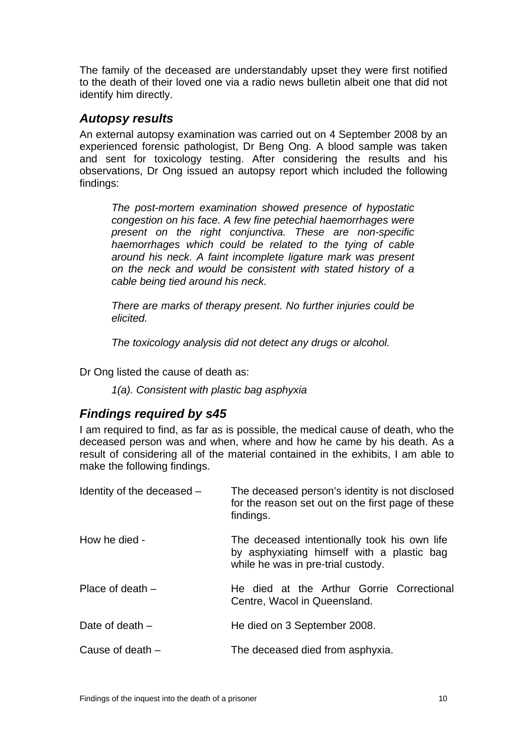The family of the deceased are understandably upset they were first notified to the death of their loved one via a radio news bulletin albeit one that did not identify him directly.

### *Autopsy results*

An external autopsy examination was carried out on 4 September 2008 by an experienced forensic pathologist, Dr Beng Ong. A blood sample was taken and sent for toxicology testing. After considering the results and his observations, Dr Ong issued an autopsy report which included the following findings:

> *The post-mortem examination showed presence of hypostatic congestion on his face. A few fine petechial haemorrhages were present on the right conjunctiva. These are non-specific haemorrhages which could be related to the tying of cable around his neck. A faint incomplete ligature mark was present on the neck and would be consistent with stated history of a cable being tied around his neck.*
>
> *There are marks of therapy present. No further injuries could be elicited.*
>
> *The toxicology analysis did not detect any drugs or alcohol.*

Dr Ong listed the cause of death as:

> *1(a). Consistent with plastic bag asphyxia*

### *Findings required by s45*

I am required to find, as far as is possible, the medical cause of death, who the deceased person was and when, where and how he came by his death. As a result of considering all of the material contained in the exhibits, I am able to make the following findings.

| | |
|---|---|
| Identity of the deceased – | The deceased person's identity is not disclosed for the reason set out on the first page of these findings. |
| How he died - | The deceased intentionally took his own life by asphyxiating himself with a plastic bag while he was in pre-trial custody. |
| Place of death – | He died at the Arthur Gorrie Correctional Centre, Wacol in Queensland. |
| Date of death – | He died on 3 September 2008. |
| Cause of death – | The deceased died from asphyxia. |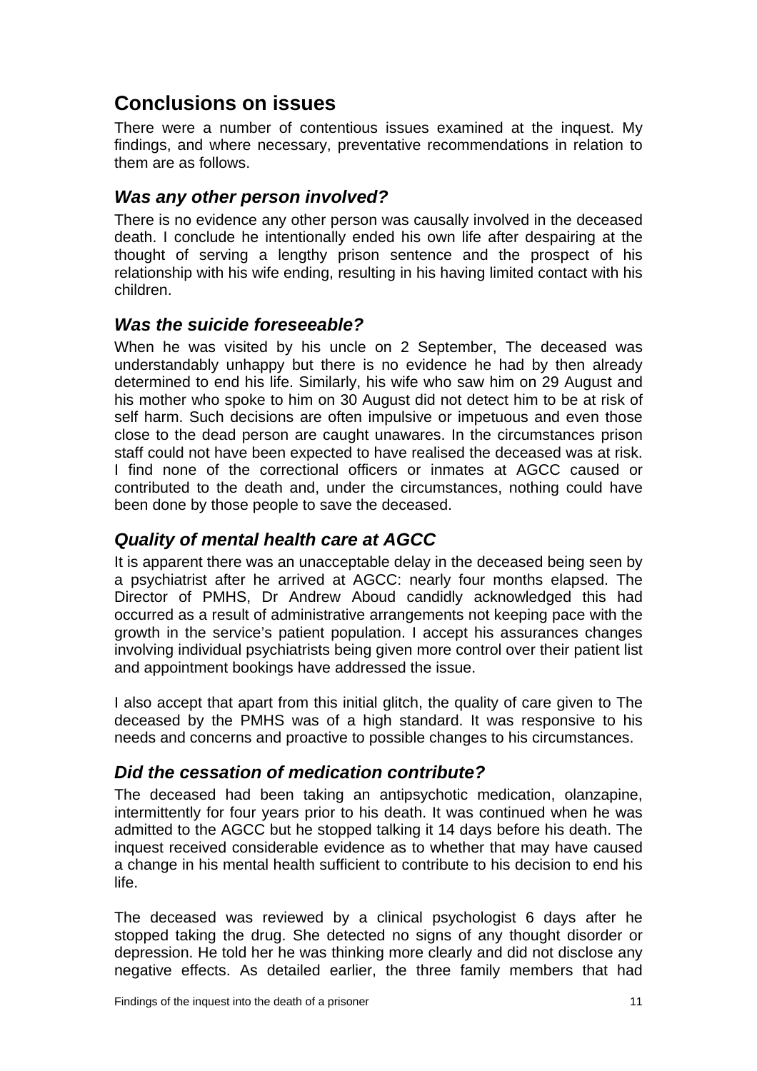## Conclusions on issues

There were a number of contentious issues examined at the inquest. My findings, and where necessary, preventative recommendations in relation to them are as follows.

### *Was any other person involved?*

There is no evidence any other person was causally involved in the deceased death. I conclude he intentionally ended his own life after despairing at the thought of serving a lengthy prison sentence and the prospect of his relationship with his wife ending, resulting in his having limited contact with his children.

### *Was the suicide foreseeable?*

When he was visited by his uncle on 2 September, The deceased was understandably unhappy but there is no evidence he had by then already determined to end his life. Similarly, his wife who saw him on 29 August and his mother who spoke to him on 30 August did not detect him to be at risk of self harm. Such decisions are often impulsive or impetuous and even those close to the dead person are caught unawares. In the circumstances prison staff could not have been expected to have realised the deceased was at risk. I find none of the correctional officers or inmates at AGCC caused or contributed to the death and, under the circumstances, nothing could have been done by those people to save the deceased.

### *Quality of mental health care at AGCC*

It is apparent there was an unacceptable delay in the deceased being seen by a psychiatrist after he arrived at AGCC: nearly four months elapsed. The Director of PMHS, Dr Andrew Aboud candidly acknowledged this had occurred as a result of administrative arrangements not keeping pace with the growth in the service's patient population. I accept his assurances changes involving individual psychiatrists being given more control over their patient list and appointment bookings have addressed the issue.

I also accept that apart from this initial glitch, the quality of care given to The deceased by the PMHS was of a high standard. It was responsive to his needs and concerns and proactive to possible changes to his circumstances.

### *Did the cessation of medication contribute?*

The deceased had been taking an antipsychotic medication, olanzapine, intermittently for four years prior to his death. It was continued when he was admitted to the AGCC but he stopped talking it 14 days before his death. The inquest received considerable evidence as to whether that may have caused a change in his mental health sufficient to contribute to his decision to end his life.

The deceased was reviewed by a clinical psychologist 6 days after he stopped taking the drug. She detected no signs of any thought disorder or depression. He told her he was thinking more clearly and did not disclose any negative effects. As detailed earlier, the three family members that had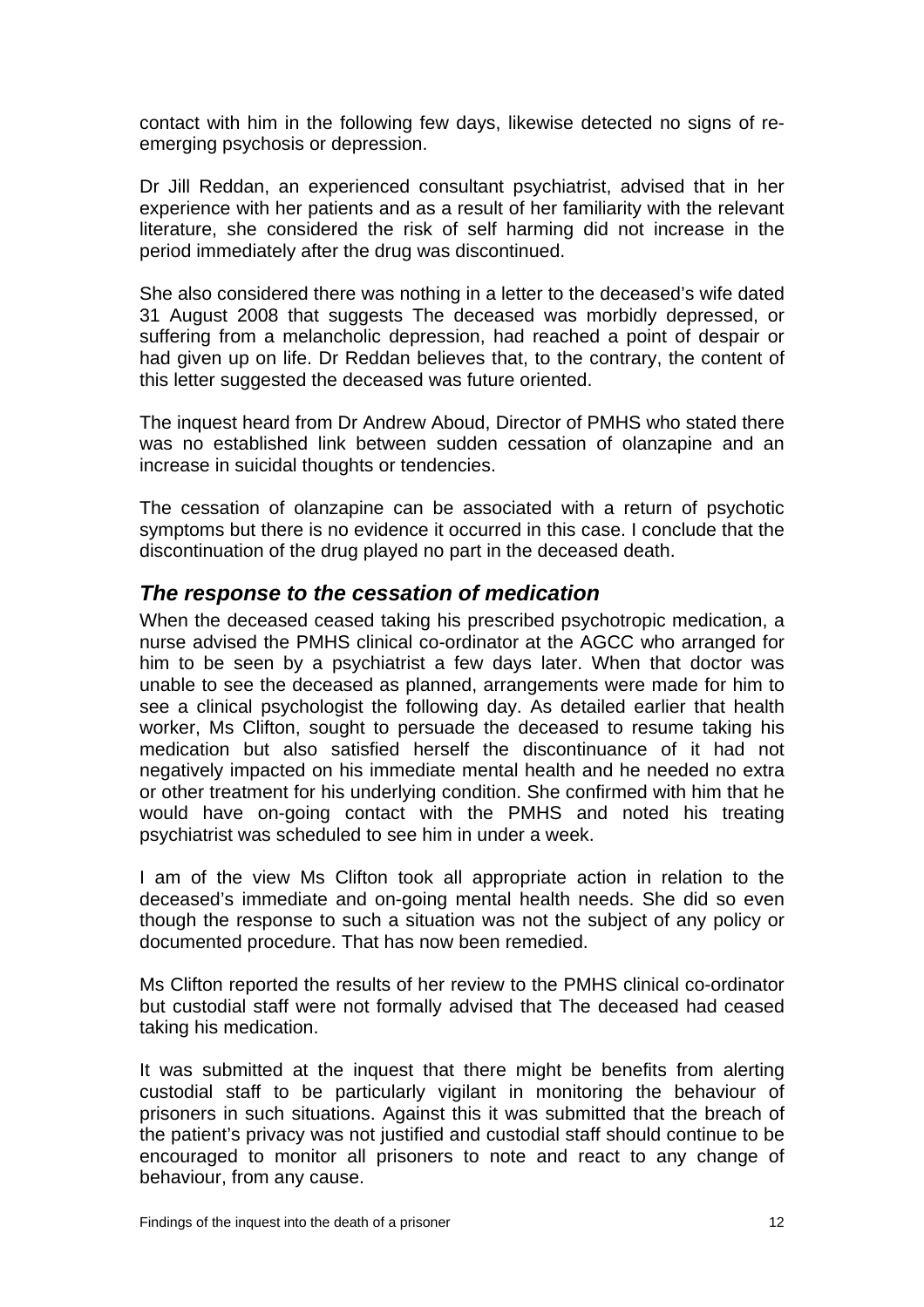contact with him in the following few days, likewise detected no signs of re-emerging psychosis or depression.

Dr Jill Reddan, an experienced consultant psychiatrist, advised that in her experience with her patients and as a result of her familiarity with the relevant literature, she considered the risk of self harming did not increase in the period immediately after the drug was discontinued.

She also considered there was nothing in a letter to the deceased's wife dated 31 August 2008 that suggests The deceased was morbidly depressed, or suffering from a melancholic depression, had reached a point of despair or had given up on life. Dr Reddan believes that, to the contrary, the content of this letter suggested the deceased was future oriented.

The inquest heard from Dr Andrew Aboud, Director of PMHS who stated there was no established link between sudden cessation of olanzapine and an increase in suicidal thoughts or tendencies.

The cessation of olanzapine can be associated with a return of psychotic symptoms but there is no evidence it occurred in this case. I conclude that the discontinuation of the drug played no part in the deceased death.

## *The response to the cessation of medication*

When the deceased ceased taking his prescribed psychotropic medication, a nurse advised the PMHS clinical co-ordinator at the AGCC who arranged for him to be seen by a psychiatrist a few days later. When that doctor was unable to see the deceased as planned, arrangements were made for him to see a clinical psychologist the following day. As detailed earlier that health worker, Ms Clifton, sought to persuade the deceased to resume taking his medication but also satisfied herself the discontinuance of it had not negatively impacted on his immediate mental health and he needed no extra or other treatment for his underlying condition. She confirmed with him that he would have on-going contact with the PMHS and noted his treating psychiatrist was scheduled to see him in under a week.

I am of the view Ms Clifton took all appropriate action in relation to the deceased's immediate and on-going mental health needs. She did so even though the response to such a situation was not the subject of any policy or documented procedure. That has now been remedied.

Ms Clifton reported the results of her review to the PMHS clinical co-ordinator but custodial staff were not formally advised that The deceased had ceased taking his medication.

It was submitted at the inquest that there might be benefits from alerting custodial staff to be particularly vigilant in monitoring the behaviour of prisoners in such situations. Against this it was submitted that the breach of the patient's privacy was not justified and custodial staff should continue to be encouraged to monitor all prisoners to note and react to any change of behaviour, from any cause.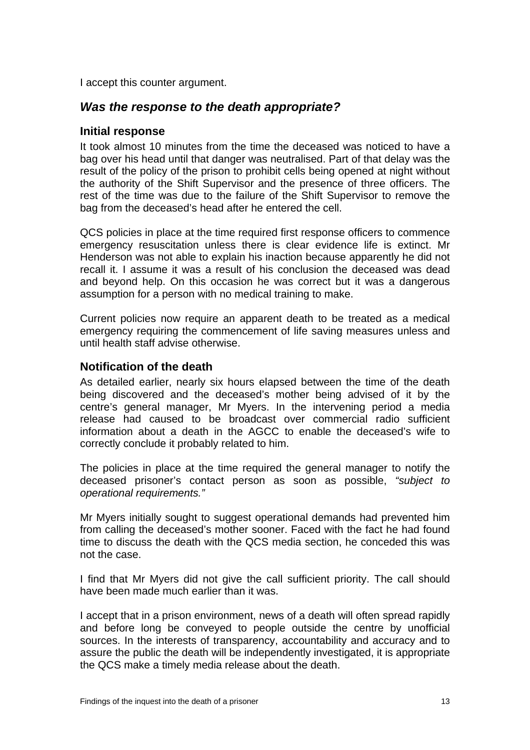I accept this counter argument.

## *Was the response to the death appropriate?*

### Initial response

It took almost 10 minutes from the time the deceased was noticed to have a bag over his head until that danger was neutralised. Part of that delay was the result of the policy of the prison to prohibit cells being opened at night without the authority of the Shift Supervisor and the presence of three officers. The rest of the time was due to the failure of the Shift Supervisor to remove the bag from the deceased's head after he entered the cell.

QCS policies in place at the time required first response officers to commence emergency resuscitation unless there is clear evidence life is extinct. Mr Henderson was not able to explain his inaction because apparently he did not recall it. I assume it was a result of his conclusion the deceased was dead and beyond help. On this occasion he was correct but it was a dangerous assumption for a person with no medical training to make.

Current policies now require an apparent death to be treated as a medical emergency requiring the commencement of life saving measures unless and until health staff advise otherwise.

### Notification of the death

As detailed earlier, nearly six hours elapsed between the time of the death being discovered and the deceased's mother being advised of it by the centre's general manager, Mr Myers. In the intervening period a media release had caused to be broadcast over commercial radio sufficient information about a death in the AGCC to enable the deceased's wife to correctly conclude it probably related to him.

The policies in place at the time required the general manager to notify the deceased prisoner's contact person as soon as possible, *"subject to operational requirements."*

Mr Myers initially sought to suggest operational demands had prevented him from calling the deceased's mother sooner. Faced with the fact he had found time to discuss the death with the QCS media section, he conceded this was not the case.

I find that Mr Myers did not give the call sufficient priority. The call should have been made much earlier than it was.

I accept that in a prison environment, news of a death will often spread rapidly and before long be conveyed to people outside the centre by unofficial sources. In the interests of transparency, accountability and accuracy and to assure the public the death will be independently investigated, it is appropriate the QCS make a timely media release about the death.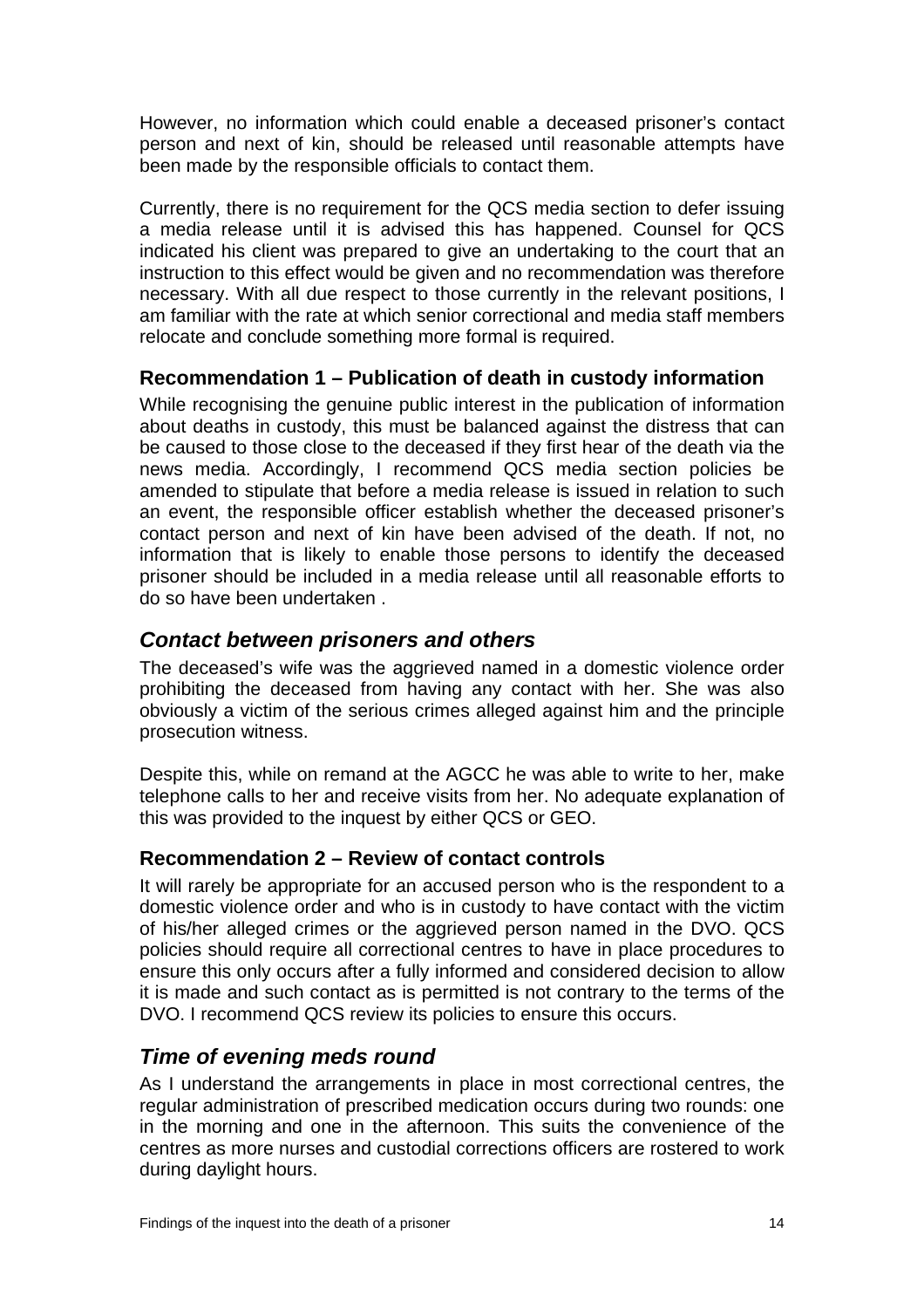However, no information which could enable a deceased prisoner's contact person and next of kin, should be released until reasonable attempts have been made by the responsible officials to contact them.

Currently, there is no requirement for the QCS media section to defer issuing a media release until it is advised this has happened. Counsel for QCS indicated his client was prepared to give an undertaking to the court that an instruction to this effect would be given and no recommendation was therefore necessary. With all due respect to those currently in the relevant positions, I am familiar with the rate at which senior correctional and media staff members relocate and conclude something more formal is required.

### Recommendation 1 – Publication of death in custody information

While recognising the genuine public interest in the publication of information about deaths in custody, this must be balanced against the distress that can be caused to those close to the deceased if they first hear of the death via the news media. Accordingly, I recommend QCS media section policies be amended to stipulate that before a media release is issued in relation to such an event, the responsible officer establish whether the deceased prisoner's contact person and next of kin have been advised of the death. If not, no information that is likely to enable those persons to identify the deceased prisoner should be included in a media release until all reasonable efforts to do so have been undertaken .

## *Contact between prisoners and others*

The deceased's wife was the aggrieved named in a domestic violence order prohibiting the deceased from having any contact with her. She was also obviously a victim of the serious crimes alleged against him and the principle prosecution witness.

Despite this, while on remand at the AGCC he was able to write to her, make telephone calls to her and receive visits from her. No adequate explanation of this was provided to the inquest by either QCS or GEO.

### Recommendation 2 – Review of contact controls

It will rarely be appropriate for an accused person who is the respondent to a domestic violence order and who is in custody to have contact with the victim of his/her alleged crimes or the aggrieved person named in the DVO. QCS policies should require all correctional centres to have in place procedures to ensure this only occurs after a fully informed and considered decision to allow it is made and such contact as is permitted is not contrary to the terms of the DVO. I recommend QCS review its policies to ensure this occurs.

## *Time of evening meds round*

As I understand the arrangements in place in most correctional centres, the regular administration of prescribed medication occurs during two rounds: one in the morning and one in the afternoon. This suits the convenience of the centres as more nurses and custodial corrections officers are rostered to work during daylight hours.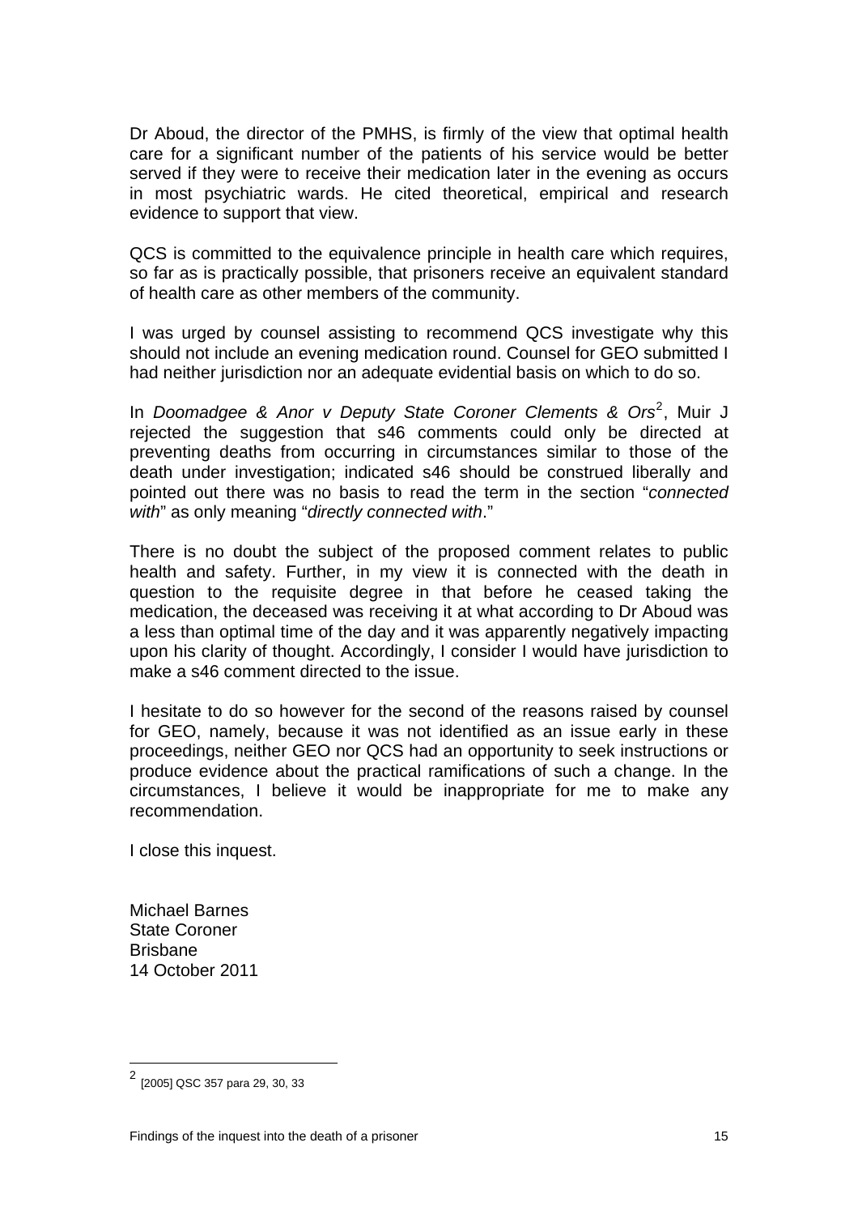Dr Aboud, the director of the PMHS, is firmly of the view that optimal health care for a significant number of the patients of his service would be better served if they were to receive their medication later in the evening as occurs in most psychiatric wards. He cited theoretical, empirical and research evidence to support that view.

QCS is committed to the equivalence principle in health care which requires, so far as is practically possible, that prisoners receive an equivalent standard of health care as other members of the community.

I was urged by counsel assisting to recommend QCS investigate why this should not include an evening medication round. Counsel for GEO submitted I had neither jurisdiction nor an adequate evidential basis on which to do so.

In *Doomadgee & Anor v Deputy State Coroner Clements & Ors*[2], Muir J rejected the suggestion that s46 comments could only be directed at preventing deaths from occurring in circumstances similar to those of the death under investigation; indicated s46 should be construed liberally and pointed out there was no basis to read the term in the section "*connected with*" as only meaning "*directly connected with*."

There is no doubt the subject of the proposed comment relates to public health and safety. Further, in my view it is connected with the death in question to the requisite degree in that before he ceased taking the medication, the deceased was receiving it at what according to Dr Aboud was a less than optimal time of the day and it was apparently negatively impacting upon his clarity of thought. Accordingly, I consider I would have jurisdiction to make a s46 comment directed to the issue.

I hesitate to do so however for the second of the reasons raised by counsel for GEO, namely, because it was not identified as an issue early in these proceedings, neither GEO nor QCS had an opportunity to seek instructions or produce evidence about the practical ramifications of such a change. In the circumstances, I believe it would be inappropriate for me to make any recommendation.

I close this inquest.

Michael Barnes
State Coroner
Brisbane
14 October 2011

[2] [2005] QSC 357 para 29, 30, 33